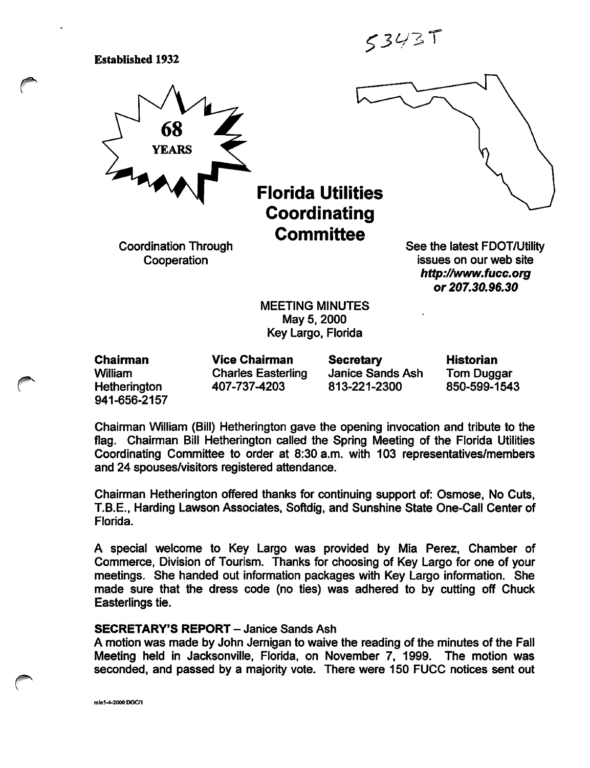5343T

Established 1932

68 YEARS

# Florida Utilities Coordinating Committee

Coordination Through Cooperation

See the latest FDOT/Utility issues on our web site ***http://www.fucc.org or 207.30.96.30***

MEETING MINUTES
May 5, 2000
Key Largo, Florida

| Chairman | Vice Chairman | Secretary | Historian |
|---|---|---|---|
| William Hetherington | Charles Easterling | Janice Sands Ash | Tom Duggar |
| 941-656-2157 | 407-737-4203 | 813-221-2300 | 850-599-1543 |

Chairman William (Bill) Hetherington gave the opening invocation and tribute to the flag. Chairman Bill Hetherington called the Spring Meeting of the Florida Utilities Coordinating Committee to order at 8:30 a.m. with 103 representatives/members and 24 spouses/visitors registered attendance.

Chairman Hetherington offered thanks for continuing support of: Osmose, No Cuts, T.B.E., Harding Lawson Associates, Softdig, and Sunshine State One-Call Center of Florida.

A special welcome to Key Largo was provided by Mia Perez, Chamber of Commerce, Division of Tourism. Thanks for choosing of Key Largo for one of your meetings. She handed out information packages with Key Largo information. She made sure that the dress code (no ties) was adhered to by cutting off Chuck Easterlings tie.

**SECRETARY'S REPORT** – Janice Sands Ash

A motion was made by John Jernigan to waive the reading of the minutes of the Fall Meeting held in Jacksonville, Florida, on November 7, 1999. The motion was seconded, and passed by a majority vote. There were 150 FUCC notices sent out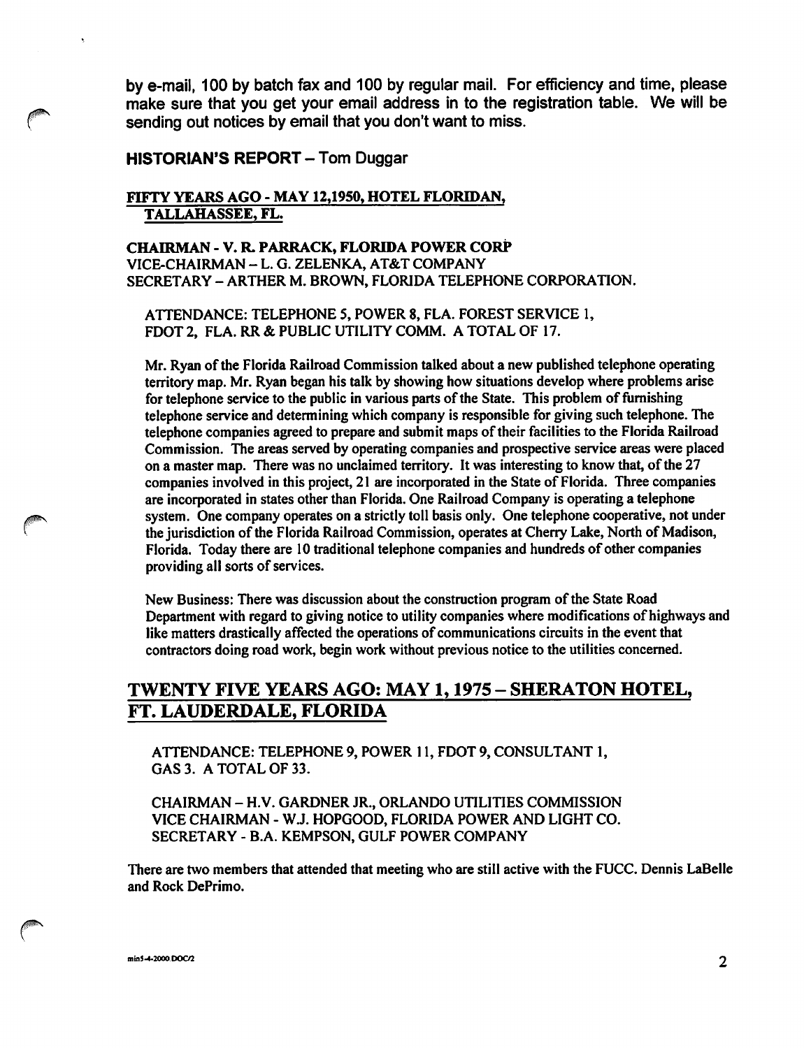by e-mail, 100 by batch fax and 100 by regular mail. For efficiency and time, please make sure that you get your email address in to the registration table. We will be sending out notices by email that you don't want to miss.

**HISTORIAN'S REPORT** – Tom Duggar

**FIFTY YEARS AGO - MAY 12,1950, HOTEL FLORIDAN, TALLAHASSEE, FL.**

**CHAIRMAN - V. R. PARRACK, FLORIDA POWER CORP**
VICE-CHAIRMAN – L. G. ZELENKA, AT&T COMPANY
SECRETARY – ARTHER M. BROWN, FLORIDA TELEPHONE CORPORATION.

ATTENDANCE: TELEPHONE 5, POWER 8, FLA. FOREST SERVICE 1, FDOT 2, FLA. RR & PUBLIC UTILITY COMM. A TOTAL OF 17.

Mr. Ryan of the Florida Railroad Commission talked about a new published telephone operating territory map. Mr. Ryan began his talk by showing how situations develop where problems arise for telephone service to the public in various parts of the State. This problem of furnishing telephone service and determining which company is responsible for giving such telephone. The telephone companies agreed to prepare and submit maps of their facilities to the Florida Railroad Commission. The areas served by operating companies and prospective service areas were placed on a master map. There was no unclaimed territory. It was interesting to know that, of the 27 companies involved in this project, 21 are incorporated in the State of Florida. Three companies are incorporated in states other than Florida. One Railroad Company is operating a telephone system. One company operates on a strictly toll basis only. One telephone cooperative, not under the jurisdiction of the Florida Railroad Commission, operates at Cherry Lake, North of Madison, Florida. Today there are 10 traditional telephone companies and hundreds of other companies providing all sorts of services.

New Business: There was discussion about the construction program of the State Road Department with regard to giving notice to utility companies where modifications of highways and like matters drastically affected the operations of communications circuits in the event that contractors doing road work, begin work without previous notice to the utilities concerned.

## TWENTY FIVE YEARS AGO: MAY 1, 1975 – SHERATON HOTEL, FT. LAUDERDALE, FLORIDA

ATTENDANCE: TELEPHONE 9, POWER 11, FDOT 9, CONSULTANT 1, GAS 3. A TOTAL OF 33.

CHAIRMAN – H.V. GARDNER JR., ORLANDO UTILITIES COMMISSION
VICE CHAIRMAN - W.J. HOPGOOD, FLORIDA POWER AND LIGHT CO.
SECRETARY - B.A. KEMPSON, GULF POWER COMPANY

There are two members that attended that meeting who are still active with the FUCC. Dennis LaBelle and Rock DePrimo.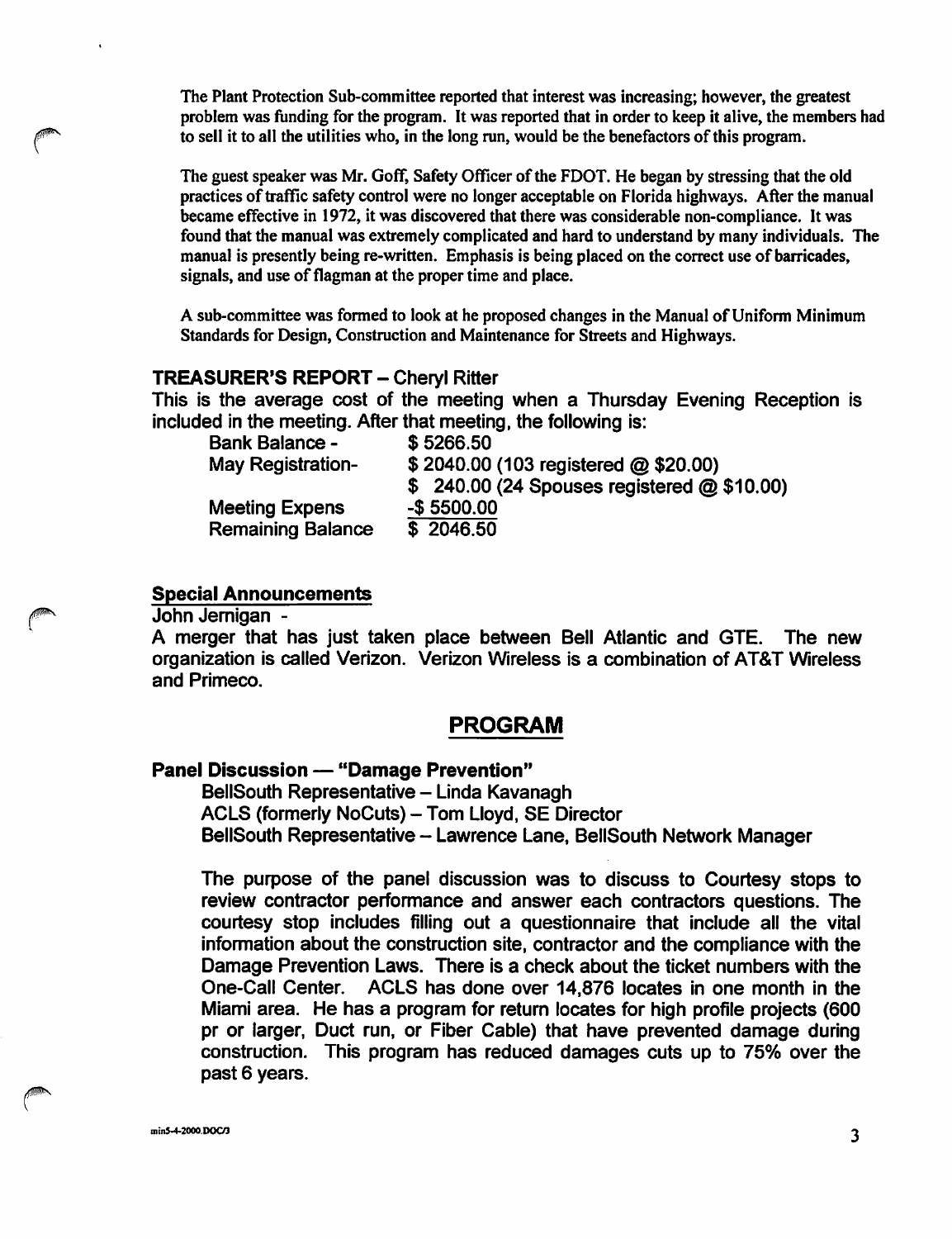The Plant Protection Sub-committee reported that interest was increasing; however, the greatest problem was funding for the program. It was reported that in order to keep it alive, the members had to sell it to all the utilities who, in the long run, would be the benefactors of this program.

The guest speaker was Mr. Goff, Safety Officer of the FDOT. He began by stressing that the old practices of traffic safety control were no longer acceptable on Florida highways. After the manual became effective in 1972, it was discovered that there was considerable non-compliance. It was found that the manual was extremely complicated and hard to understand by many individuals. The manual is presently being re-written. Emphasis is being placed on the correct use of barricades, signals, and use of flagman at the proper time and place.

A sub-committee was formed to look at he proposed changes in the Manual of Uniform Minimum Standards for Design, Construction and Maintenance for Streets and Highways.

### TREASURER'S REPORT – Cheryl Ritter

This is the average cost of the meeting when a Thursday Evening Reception is included in the meeting. After that meeting, the following is:

| | |
|---|---|
| Bank Balance - | $ 5266.50 |
| May Registration- | $ 2040.00 (103 registered @ $20.00) |
| | $ 240.00 (24 Spouses registered @ $10.00) |
| Meeting Expens | -$ 5500.00 |
| Remaining Balance | $ 2046.50 |

### Special Announcements

John Jernigan -

A merger that has just taken place between Bell Atlantic and GTE. The new organization is called Verizon. Verizon Wireless is a combination of AT&T Wireless and Primeco.

## PROGRAM

### Panel Discussion — "Damage Prevention"

BellSouth Representative – Linda Kavanagh
ACLS (formerly NoCuts) – Tom Lloyd, SE Director
BellSouth Representative – Lawrence Lane, BellSouth Network Manager

The purpose of the panel discussion was to discuss to Courtesy stops to review contractor performance and answer each contractors questions. The courtesy stop includes filling out a questionnaire that include all the vital information about the construction site, contractor and the compliance with the Damage Prevention Laws. There is a check about the ticket numbers with the One-Call Center. ACLS has done over 14,876 locates in one month in the Miami area. He has a program for return locates for high profile projects (600 pr or larger, Duct run, or Fiber Cable) that have prevented damage during construction. This program has reduced damages cuts up to 75% over the past 6 years.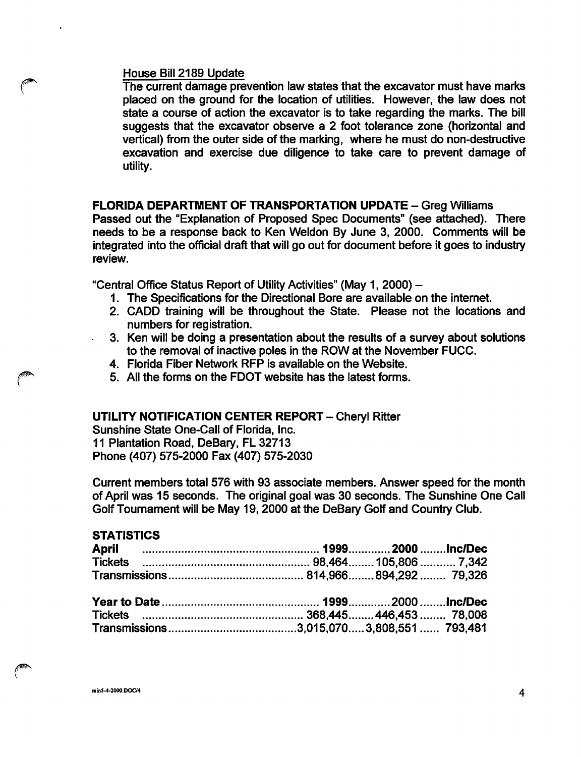House Bill 2189 Update

The current damage prevention law states that the excavator must have marks placed on the ground for the location of utilities. However, the law does not state a course of action the excavator is to take regarding the marks. The bill suggests that the excavator observe a 2 foot tolerance zone (horizontal and vertical) from the outer side of the marking, where he must do non-destructive excavation and exercise due diligence to take care to prevent damage of utility.

**FLORIDA DEPARTMENT OF TRANSPORTATION UPDATE** – Greg Williams

Passed out the "Explanation of Proposed Spec Documents" (see attached). There needs to be a response back to Ken Weldon By June 3, 2000. Comments will be integrated into the official draft that will go out for document before it goes to industry review.

"Central Office Status Report of Utility Activities" (May 1, 2000) –

1. The Specifications for the Directional Bore are available on the internet.
2. CADD training will be throughout the State. Please not the locations and numbers for registration.
3. Ken will be doing a presentation about the results of a survey about solutions to the removal of inactive poles in the ROW at the November FUCC.
4. Florida Fiber Network RFP is available on the Website.
5. All the forms on the FDOT website has the latest forms.

**UTILITY NOTIFICATION CENTER REPORT** – Cheryl Ritter

Sunshine State One-Call of Florida, Inc.
11 Plantation Road, DeBary, FL 32713
Phone (407) 575-2000 Fax (407) 575-2030

Current members total 576 with 93 associate members. Answer speed for the month of April was 15 seconds. The original goal was 30 seconds. The Sunshine One Call Golf Tournament will be May 19, 2000 at the DeBary Golf and Country Club.

**STATISTICS**

| **April** | **1999** | **2000** | **Inc/Dec** |
|---|---|---|---|
| Tickets | 98,464 | 105,806 | 7,342 |
| Transmissions | 814,966 | 894,292 | 79,326 |

| **Year to Date** | **1999** | 2000 | **Inc/Dec** |
|---|---|---|---|
| Tickets | 368,445 | 446,453 | 78,008 |
| Transmissions | 3,015,070 | 3,808,551 | 793,481 |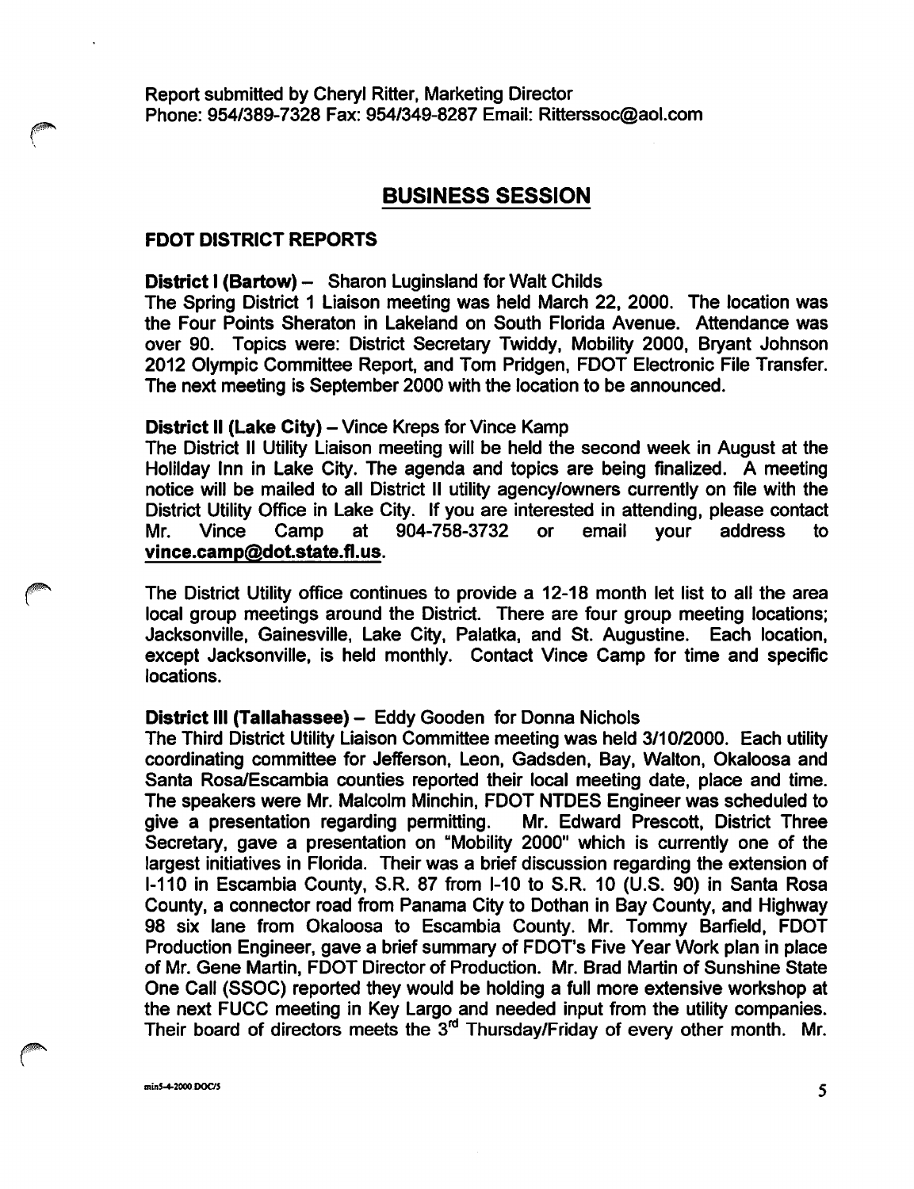Report submitted by Cheryl Ritter, Marketing Director
Phone: 954/389-7328 Fax: 954/349-8287 Email: Ritterssoc@aol.com

## BUSINESS SESSION

### FDOT DISTRICT REPORTS

**District I (Bartow)** – Sharon Luginsland for Walt Childs
The Spring District 1 Liaison meeting was held March 22, 2000. The location was the Four Points Sheraton in Lakeland on South Florida Avenue. Attendance was over 90. Topics were: District Secretary Twiddy, Mobility 2000, Bryant Johnson 2012 Olympic Committee Report, and Tom Pridgen, FDOT Electronic File Transfer. The next meeting is September 2000 with the location to be announced.

**District II (Lake City)** – Vince Kreps for Vince Kamp
The District II Utility Liaison meeting will be held the second week in August at the Holilday Inn in Lake City. The agenda and topics are being finalized. A meeting notice will be mailed to all District II utility agency/owners currently on file with the District Utility Office in Lake City. If you are interested in attending, please contact Mr. Vince Camp at 904-758-3732 or email your address to **vince.camp@dot.state.fl.us**.

The District Utility office continues to provide a 12-18 month let list to all the area local group meetings around the District. There are four group meeting locations; Jacksonville, Gainesville, Lake City, Palatka, and St. Augustine. Each location, except Jacksonville, is held monthly. Contact Vince Camp for time and specific locations.

**District III (Tallahassee)** – Eddy Gooden for Donna Nichols
The Third District Utility Liaison Committee meeting was held 3/10/2000. Each utility coordinating committee for Jefferson, Leon, Gadsden, Bay, Walton, Okaloosa and Santa Rosa/Escambia counties reported their local meeting date, place and time. The speakers were Mr. Malcolm Minchin, FDOT NTDES Engineer was scheduled to give a presentation regarding permitting. Mr. Edward Prescott, District Three Secretary, gave a presentation on "Mobility 2000" which is currently one of the largest initiatives in Florida. Their was a brief discussion regarding the extension of I-110 in Escambia County, S.R. 87 from I-10 to S.R. 10 (U.S. 90) in Santa Rosa County, a connector road from Panama City to Dothan in Bay County, and Highway 98 six lane from Okaloosa to Escambia County. Mr. Tommy Barfield, FDOT Production Engineer, gave a brief summary of FDOT's Five Year Work plan in place of Mr. Gene Martin, FDOT Director of Production. Mr. Brad Martin of Sunshine State One Call (SSOC) reported they would be holding a full more extensive workshop at the next FUCC meeting in Key Largo and needed input from the utility companies. Their board of directors meets the 3rd Thursday/Friday of every other month. Mr.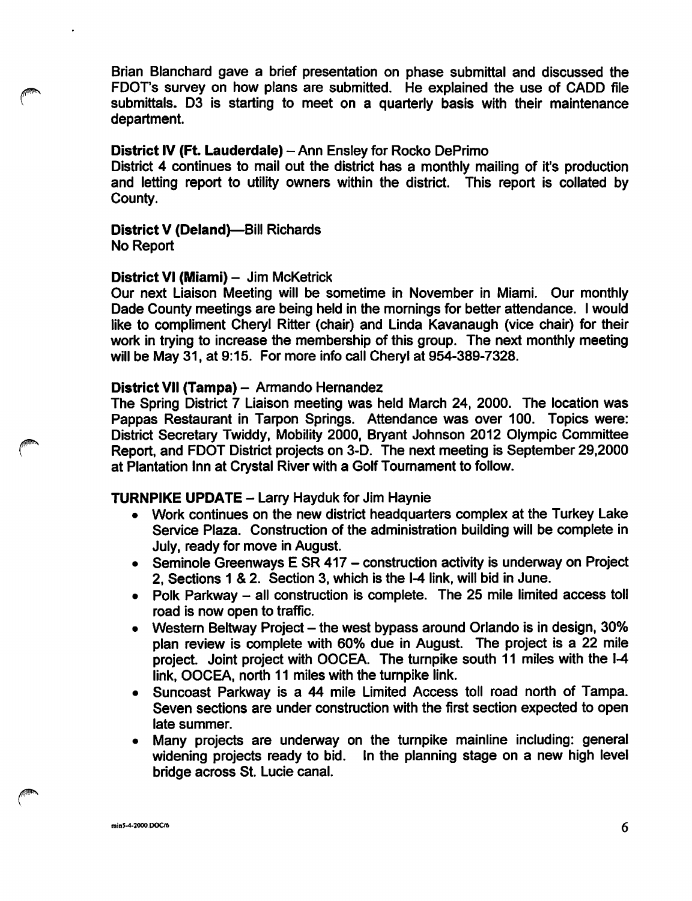Brian Blanchard gave a brief presentation on phase submittal and discussed the FDOT's survey on how plans are submitted. He explained the use of CADD file submittals. D3 is starting to meet on a quarterly basis with their maintenance department.

**District IV (Ft. Lauderdale)** – Ann Ensley for Rocko DePrimo
District 4 continues to mail out the district has a monthly mailing of it's production and letting report to utility owners within the district. This report is collated by County.

**District V (Deland)**—Bill Richards
No Report

**District VI (Miami)** – Jim McKetrick
Our next Liaison Meeting will be sometime in November in Miami. Our monthly Dade County meetings are being held in the mornings for better attendance. I would like to compliment Cheryl Ritter (chair) and Linda Kavanaugh (vice chair) for their work in trying to increase the membership of this group. The next monthly meeting will be May 31, at 9:15. For more info call Cheryl at 954-389-7328.

**District VII (Tampa)** – Armando Hernandez
The Spring District 7 Liaison meeting was held March 24, 2000. The location was Pappas Restaurant in Tarpon Springs. Attendance was over 100. Topics were: District Secretary Twiddy, Mobility 2000, Bryant Johnson 2012 Olympic Committee Report, and FDOT District projects on 3-D. The next meeting is September 29,2000 at Plantation Inn at Crystal River with a Golf Tournament to follow.

**TURNPIKE UPDATE** – Larry Hayduk for Jim Haynie

- Work continues on the new district headquarters complex at the Turkey Lake Service Plaza. Construction of the administration building will be complete in July, ready for move in August.
- Seminole Greenways E SR 417 – construction activity is underway on Project 2, Sections 1 & 2. Section 3, which is the I-4 link, will bid in June.
- Polk Parkway – all construction is complete. The 25 mile limited access toll road is now open to traffic.
- Western Beltway Project – the west bypass around Orlando is in design, 30% plan review is complete with 60% due in August. The project is a 22 mile project. Joint project with OOCEA. The turnpike south 11 miles with the I-4 link, OOCEA, north 11 miles with the turnpike link.
- Suncoast Parkway is a 44 mile Limited Access toll road north of Tampa. Seven sections are under construction with the first section expected to open late summer.
- Many projects are underway on the turnpike mainline including: general widening projects ready to bid. In the planning stage on a new high level bridge across St. Lucie canal.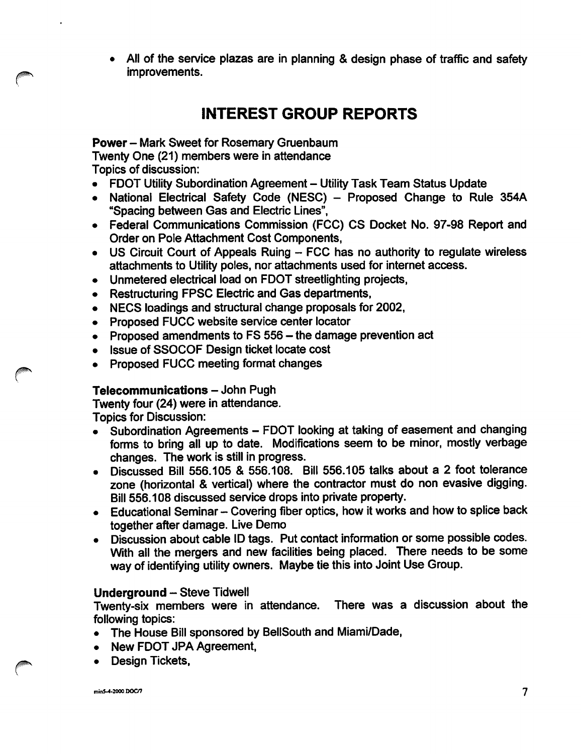- All of the service plazas are in planning & design phase of traffic and safety improvements.

## INTEREST GROUP REPORTS

**Power** – Mark Sweet for Rosemary Gruenbaum
Twenty One (21) members were in attendance
Topics of discussion:

- FDOT Utility Subordination Agreement – Utility Task Team Status Update
- National Electrical Safety Code (NESC) – Proposed Change to Rule 354A "Spacing between Gas and Electric Lines",
- Federal Communications Commission (FCC) CS Docket No. 97-98 Report and Order on Pole Attachment Cost Components,
- US Circuit Court of Appeals Ruing – FCC has no authority to regulate wireless attachments to Utility poles, nor attachments used for internet access.
- Unmetered electrical load on FDOT streetlighting projects,
- Restructuring FPSC Electric and Gas departments,
- NECS loadings and structural change proposals for 2002,
- Proposed FUCC website service center locator
- Proposed amendments to FS 556 – the damage prevention act
- Issue of SSOCOF Design ticket locate cost
- Proposed FUCC meeting format changes

**Telecommunications** – John Pugh
Twenty four (24) were in attendance.
Topics for Discussion:

- Subordination Agreements – FDOT looking at taking of easement and changing forms to bring all up to date. Modifications seem to be minor, mostly verbage changes. The work is still in progress.
- Discussed Bill 556.105 & 556.108. Bill 556.105 talks about a 2 foot tolerance zone (horizontal & vertical) where the contractor must do non evasive digging. Bill 556.108 discussed service drops into private property.
- Educational Seminar – Covering fiber optics, how it works and how to splice back together after damage. Live Demo
- Discussion about cable ID tags. Put contact information or some possible codes. With all the mergers and new facilities being placed. There needs to be some way of identifying utility owners. Maybe tie this into Joint Use Group.

**Underground** – Steve Tidwell
Twenty-six members were in attendance. There was a discussion about the following topics:

- The House Bill sponsored by BellSouth and Miami/Dade,
- New FDOT JPA Agreement,
- Design Tickets,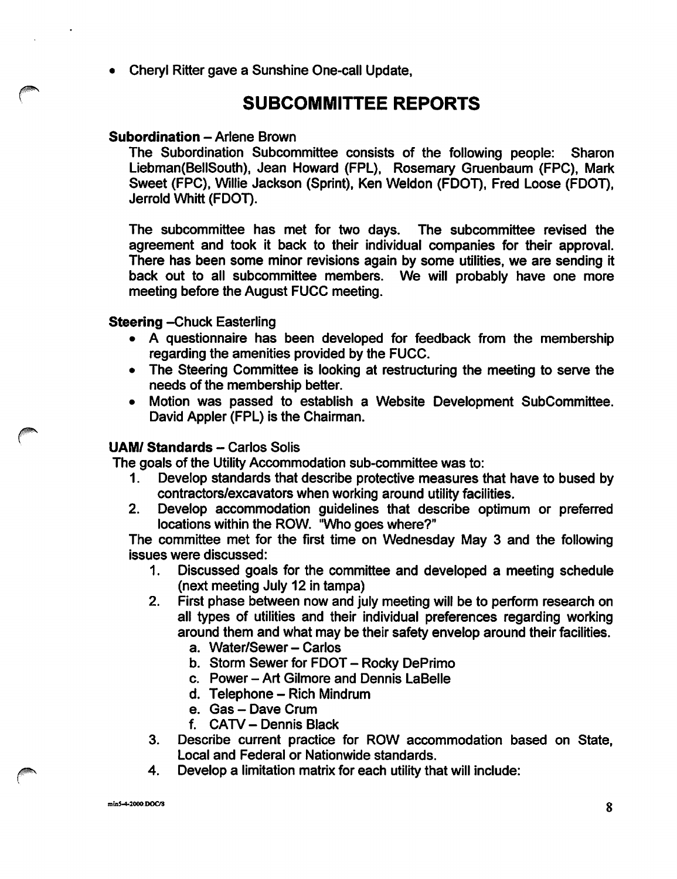- Cheryl Ritter gave a Sunshine One-call Update,

# SUBCOMMITTEE REPORTS

**Subordination** – Arlene Brown

The Subordination Subcommittee consists of the following people: Sharon Liebman(BellSouth), Jean Howard (FPL), Rosemary Gruenbaum (FPC), Mark Sweet (FPC), Willie Jackson (Sprint), Ken Weldon (FDOT), Fred Loose (FDOT), Jerrold Whitt (FDOT).

The subcommittee has met for two days. The subcommittee revised the agreement and took it back to their individual companies for their approval. There has been some minor revisions again by some utilities, we are sending it back out to all subcommittee members. We will probably have one more meeting before the August FUCC meeting.

**Steering** –Chuck Easterling

- A questionnaire has been developed for feedback from the membership regarding the amenities provided by the FUCC.
- The Steering Committee is looking at restructuring the meeting to serve the needs of the membership better.
- Motion was passed to establish a Website Development SubCommittee. David Appler (FPL) is the Chairman.

**UAM/ Standards** – Carlos Solis

The goals of the Utility Accommodation sub-committee was to:

1. Develop standards that describe protective measures that have to bused by contractors/excavators when working around utility facilities.
2. Develop accommodation guidelines that describe optimum or preferred locations within the ROW. "Who goes where?"

The committee met for the first time on Wednesday May 3 and the following issues were discussed:

1. Discussed goals for the committee and developed a meeting schedule (next meeting July 12 in tampa)
2. First phase between now and july meeting will be to perform research on all types of utilities and their individual preferences regarding working around them and what may be their safety envelop around their facilities.
   a. Water/Sewer – Carlos
   b. Storm Sewer for FDOT – Rocky DePrimo
   c. Power – Art Gilmore and Dennis LaBelle
   d. Telephone – Rich Mindrum
   e. Gas – Dave Crum
   f. CATV – Dennis Black
3. Describe current practice for ROW accommodation based on State, Local and Federal or Nationwide standards.
4. Develop a limitation matrix for each utility that will include: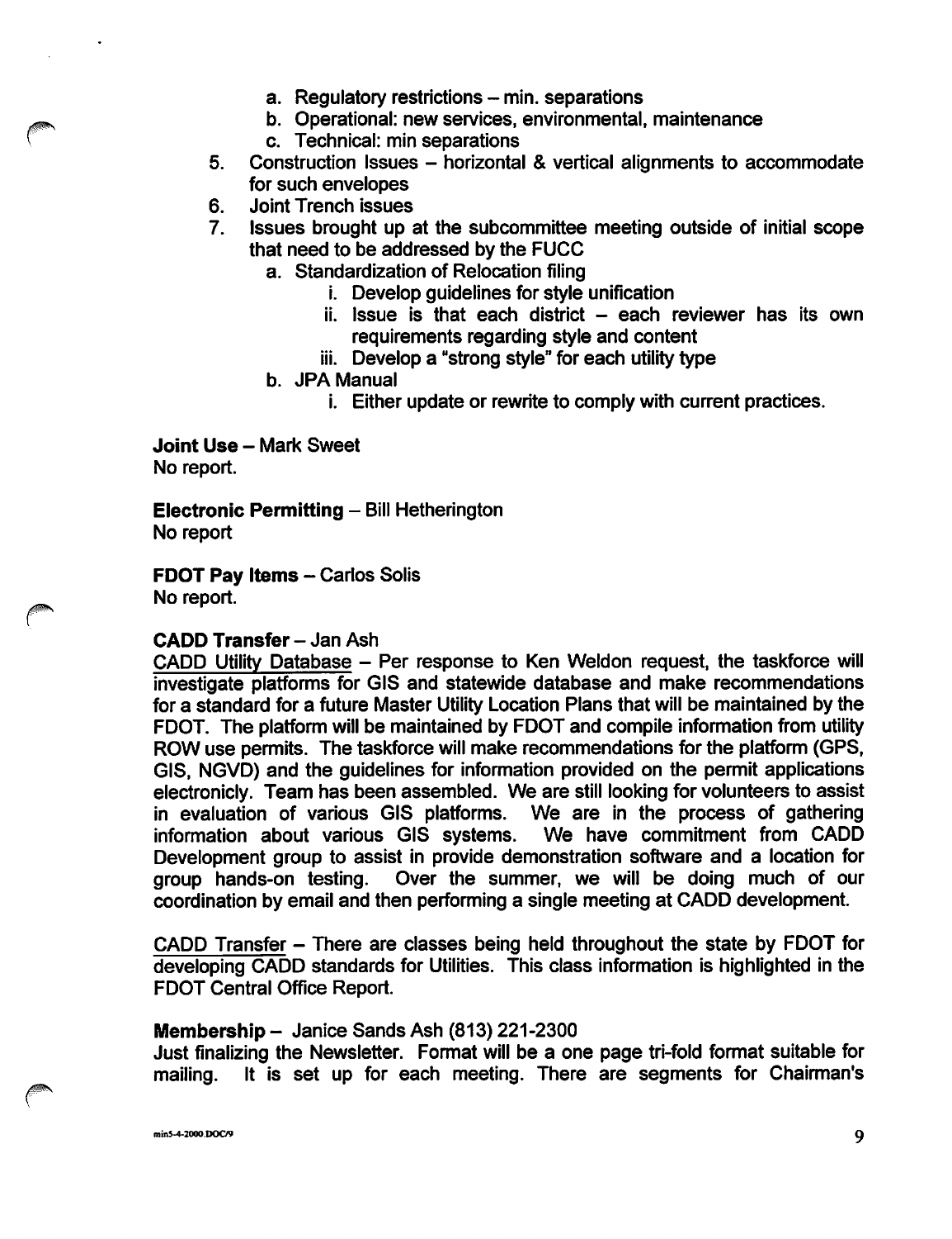a. Regulatory restrictions – min. separations
   b. Operational: new services, environmental, maintenance
   c. Technical: min separations
5. Construction Issues – horizontal & vertical alignments to accommodate for such envelopes
6. Joint Trench issues
7. Issues brought up at the subcommittee meeting outside of initial scope that need to be addressed by the FUCC
   a. Standardization of Relocation filing
      i. Develop guidelines for style unification
      ii. Issue is that each district – each reviewer has its own requirements regarding style and content
      iii. Develop a "strong style" for each utility type
   b. JPA Manual
      i. Either update or rewrite to comply with current practices.

**Joint Use** – Mark Sweet
No report.

**Electronic Permitting** – Bill Hetherington
No report

**FDOT Pay Items** – Carlos Solis
No report.

**CADD Transfer** – Jan Ash

<u>CADD Utility Database</u> – Per response to Ken Weldon request, the taskforce will investigate platforms for GIS and statewide database and make recommendations for a standard for a future Master Utility Location Plans that will be maintained by the FDOT. The platform will be maintained by FDOT and compile information from utility ROW use permits. The taskforce will make recommendations for the platform (GPS, GIS, NGVD) and the guidelines for information provided on the permit applications electronicly. Team has been assembled. We are still looking for volunteers to assist in evaluation of various GIS platforms. We are in the process of gathering information about various GIS systems. We have commitment from CADD Development group to assist in provide demonstration software and a location for group hands-on testing. Over the summer, we will be doing much of our coordination by email and then performing a single meeting at CADD development.

<u>CADD Transfer</u> – There are classes being held throughout the state by FDOT for developing CADD standards for Utilities. This class information is highlighted in the FDOT Central Office Report.

**Membership** – Janice Sands Ash (813) 221-2300
Just finalizing the Newsletter. Format will be a one page tri-fold format suitable for mailing. It is set up for each meeting. There are segments for Chairman's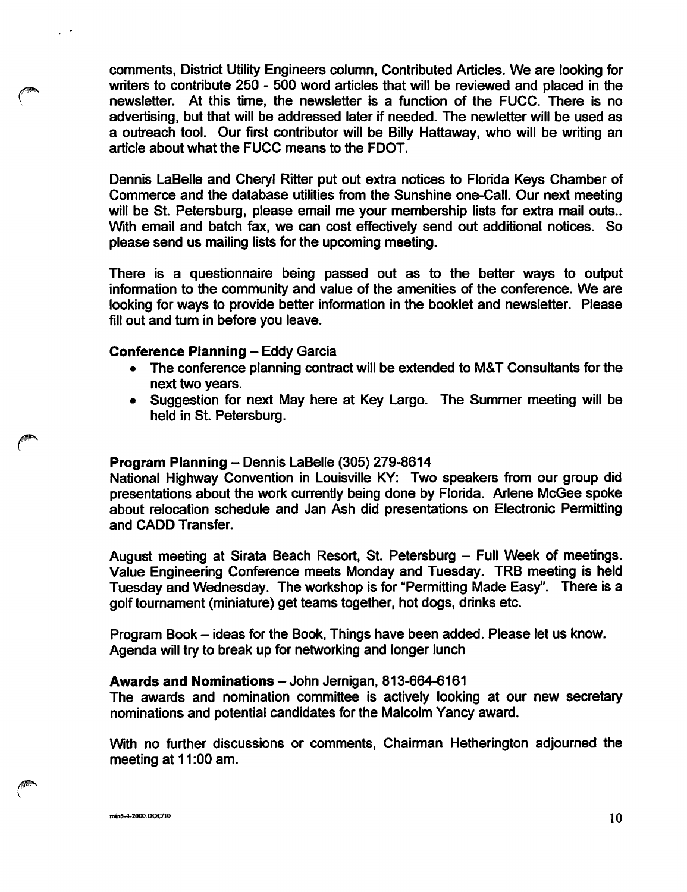comments, District Utility Engineers column, Contributed Articles. We are looking for writers to contribute 250 - 500 word articles that will be reviewed and placed in the newsletter. At this time, the newsletter is a function of the FUCC. There is no advertising, but that will be addressed later if needed. The newletter will be used as a outreach tool. Our first contributor will be Billy Hattaway, who will be writing an article about what the FUCC means to the FDOT.

Dennis LaBelle and Cheryl Ritter put out extra notices to Florida Keys Chamber of Commerce and the database utilities from the Sunshine one-Call. Our next meeting will be St. Petersburg, please email me your membership lists for extra mail outs.. With email and batch fax, we can cost effectively send out additional notices. So please send us mailing lists for the upcoming meeting.

There is a questionnaire being passed out as to the better ways to output information to the community and value of the amenities of the conference. We are looking for ways to provide better information in the booklet and newsletter. Please fill out and turn in before you leave.

**Conference Planning** – Eddy Garcia

- The conference planning contract will be extended to M&T Consultants for the next two years.
- Suggestion for next May here at Key Largo. The Summer meeting will be held in St. Petersburg.

**Program Planning** – Dennis LaBelle (305) 279-8614

National Highway Convention in Louisville KY: Two speakers from our group did presentations about the work currently being done by Florida. Arlene McGee spoke about relocation schedule and Jan Ash did presentations on Electronic Permitting and CADD Transfer.

August meeting at Sirata Beach Resort, St. Petersburg – Full Week of meetings. Value Engineering Conference meets Monday and Tuesday. TRB meeting is held Tuesday and Wednesday. The workshop is for "Permitting Made Easy". There is a golf tournament (miniature) get teams together, hot dogs, drinks etc.

Program Book – ideas for the Book, Things have been added. Please let us know. Agenda will try to break up for networking and longer lunch

**Awards and Nominations** – John Jernigan, 813-664-6161

The awards and nomination committee is actively looking at our new secretary nominations and potential candidates for the Malcolm Yancy award.

With no further discussions or comments, Chairman Hetherington adjourned the meeting at 11:00 am.

min5-4-2000.DOC/10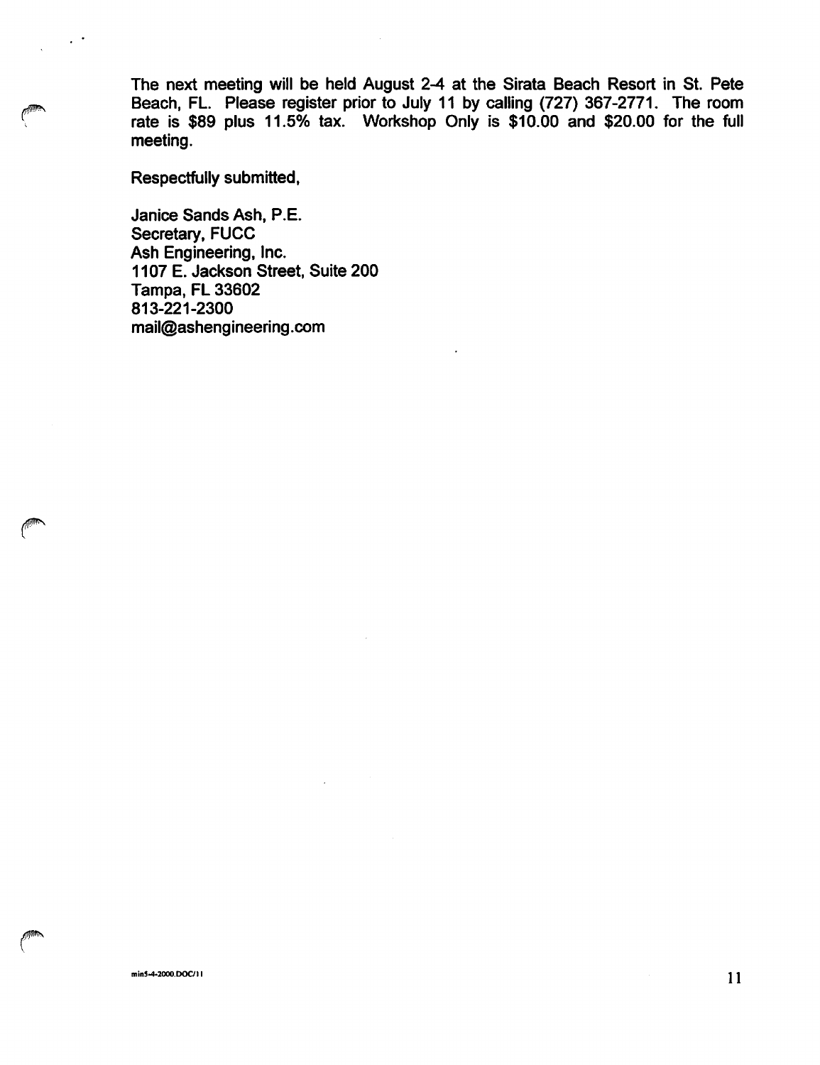The next meeting will be held August 2-4 at the Sirata Beach Resort in St. Pete Beach, FL. Please register prior to July 11 by calling (727) 367-2771. The room rate is $89 plus 11.5% tax. Workshop Only is $10.00 and $20.00 for the full meeting.

Respectfully submitted,

Janice Sands Ash, P.E.
Secretary, FUCC
Ash Engineering, Inc.
1107 E. Jackson Street, Suite 200
Tampa, FL 33602
813-221-2300
mail@ashengineering.com